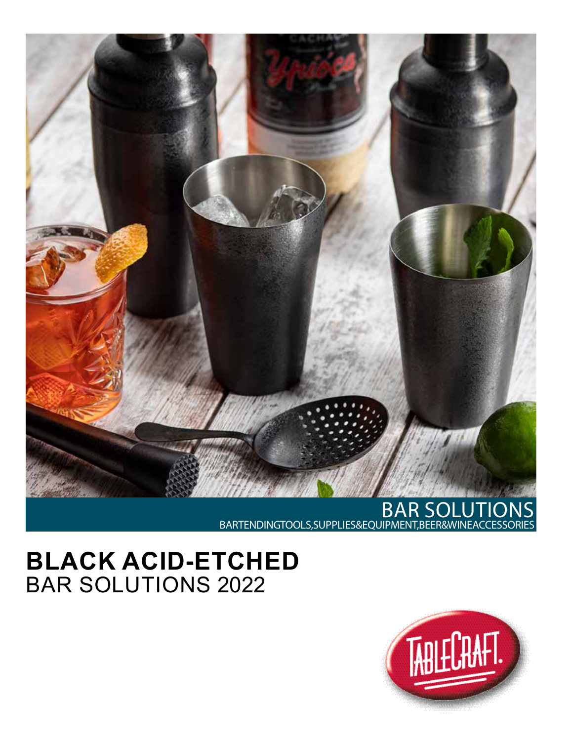BAR SOLUTIONS

BARTENDINGTOOLS,SUPPLIES&EQUIPMENT,BEER&WINEACCESSORIES

# BLACK ACID-ETCHED
BAR SOLUTIONS 2022

TABLECRAFT.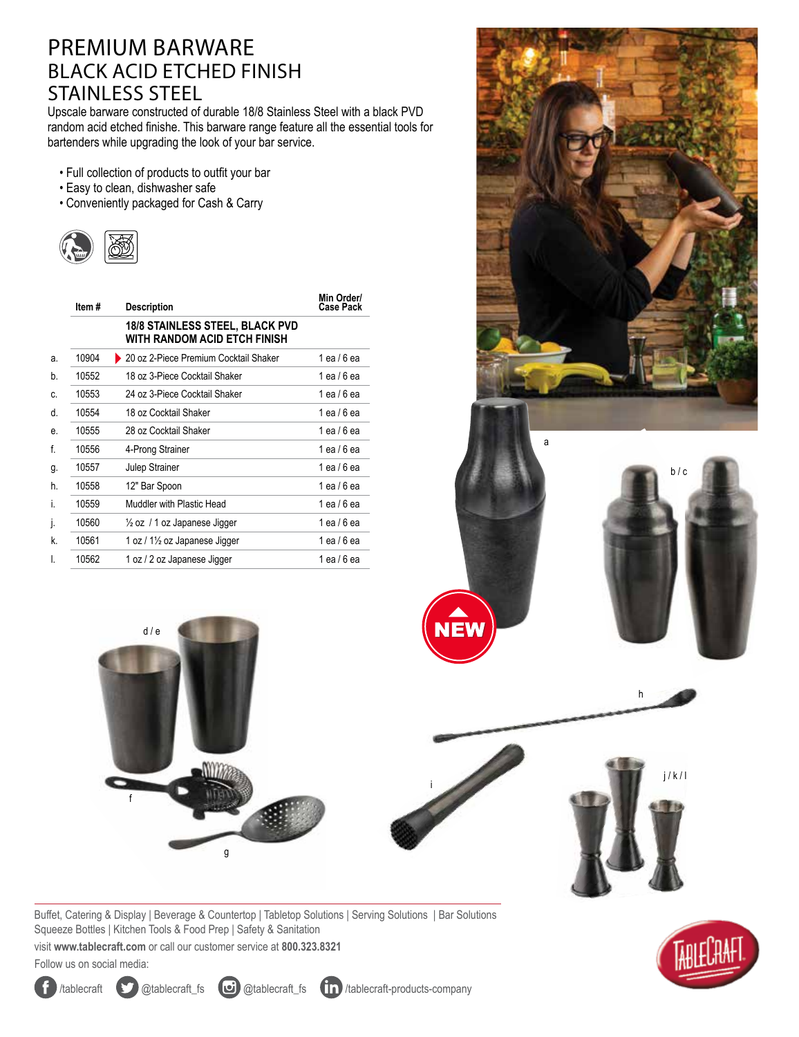# PREMIUM BARWARE
## BLACK ACID ETCHED FINISH
## STAINLESS STEEL

Upscale barware constructed of durable 18/8 Stainless Steel with a black PVD random acid etched finishe. This barware range feature all the essential tools for bartenders while upgrading the look of your bar service.

- Full collection of products to outfit your bar
- Easy to clean, dishwasher safe
- Conveniently packaged for Cash & Carry

| | Item # | Description | Min Order/ Case Pack |
|---|---|---|---|
| | | **18/8 STAINLESS STEEL, BLACK PVD WITH RANDOM ACID ETCH FINISH** | |
| a. | 10904 | ▶ 20 oz 2-Piece Premium Cocktail Shaker | 1 ea / 6 ea |
| b. | 10552 | 18 oz 3-Piece Cocktail Shaker | 1 ea / 6 ea |
| c. | 10553 | 24 oz 3-Piece Cocktail Shaker | 1 ea / 6 ea |
| d. | 10554 | 18 oz Cocktail Shaker | 1 ea / 6 ea |
| e. | 10555 | 28 oz Cocktail Shaker | 1 ea / 6 ea |
| f. | 10556 | 4-Prong Strainer | 1 ea / 6 ea |
| g. | 10557 | Julep Strainer | 1 ea / 6 ea |
| h. | 10558 | 12" Bar Spoon | 1 ea / 6 ea |
| i. | 10559 | Muddler with Plastic Head | 1 ea / 6 ea |
| j. | 10560 | ½ oz / 1 oz Japanese Jigger | 1 ea / 6 ea |
| k. | 10561 | 1 oz / 1½ oz Japanese Jigger | 1 ea / 6 ea |
| l. | 10562 | 1 oz / 2 oz Japanese Jigger | 1 ea / 6 ea |

a

b / c

NEW

d / e

f

g

h

i

j / k / l

Buffet, Catering & Display | Beverage & Countertop | Tabletop Solutions | Serving Solutions | Bar Solutions
Squeeze Bottles | Kitchen Tools & Food Prep | Safety & Sanitation

visit **www.tablecraft.com** or call our customer service at **800.323.8321**

Follow us on social media:

/tablecraft @tablecraft_fs @tablecraft_fs /tablecraft-products-company